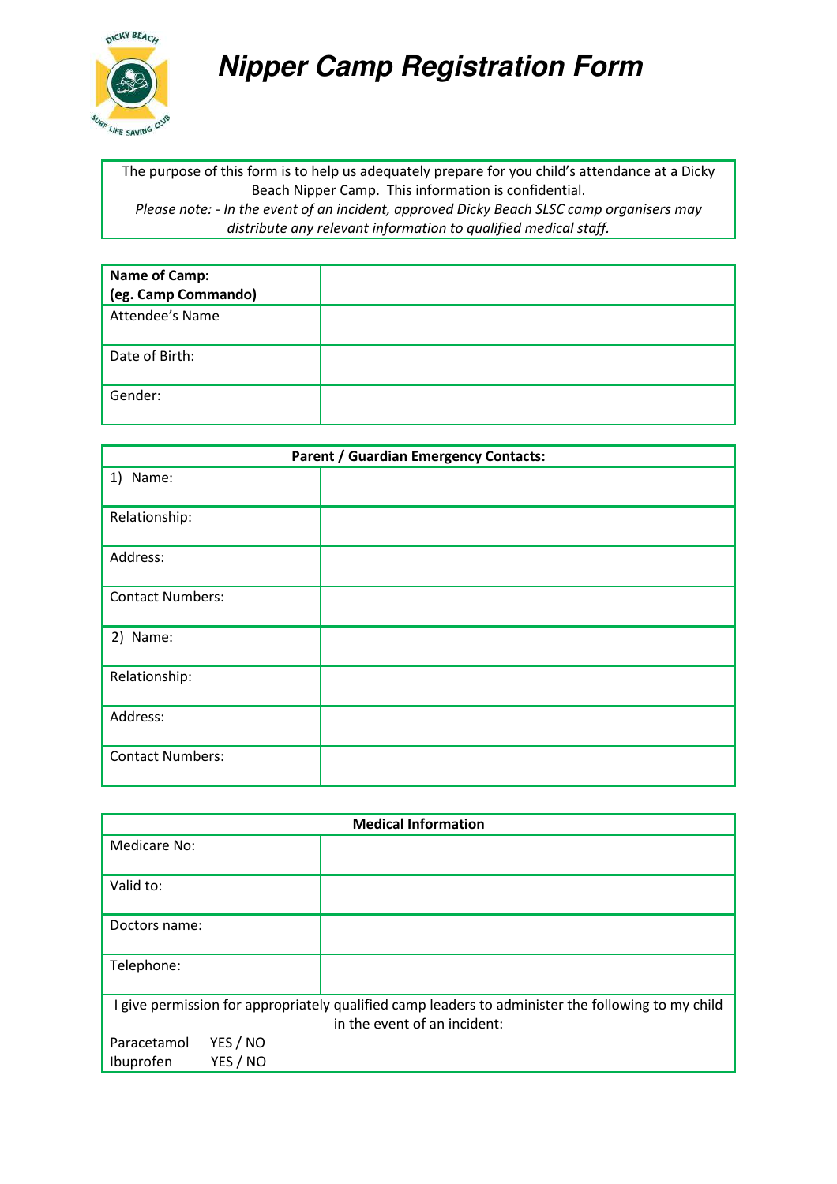# Nipper Camp Registration Form

The purpose of this form is to help us adequately prepare for you child's attendance at a Dicky Beach Nipper Camp. This information is confidential.
*Please note: - In the event of an incident, approved Dicky Beach SLSC camp organisers may distribute any relevant information to qualified medical staff.*

| **Name of Camp: (eg. Camp Commando)** | |
|---|---|
| Attendee's Name | |
| Date of Birth: | |
| Gender: | |

| **Parent / Guardian Emergency Contacts:** | |
|---|---|
| 1) Name: | |
| Relationship: | |
| Address: | |
| Contact Numbers: | |
| 2) Name: | |
| Relationship: | |
| Address: | |
| Contact Numbers: | |

| **Medical Information** | |
|---|---|
| Medicare No: | |
| Valid to: | |
| Doctors name: | |
| Telephone: | |

I give permission for appropriately qualified camp leaders to administer the following to my child in the event of an incident:

Paracetamol YES / NO
Ibuprofen YES / NO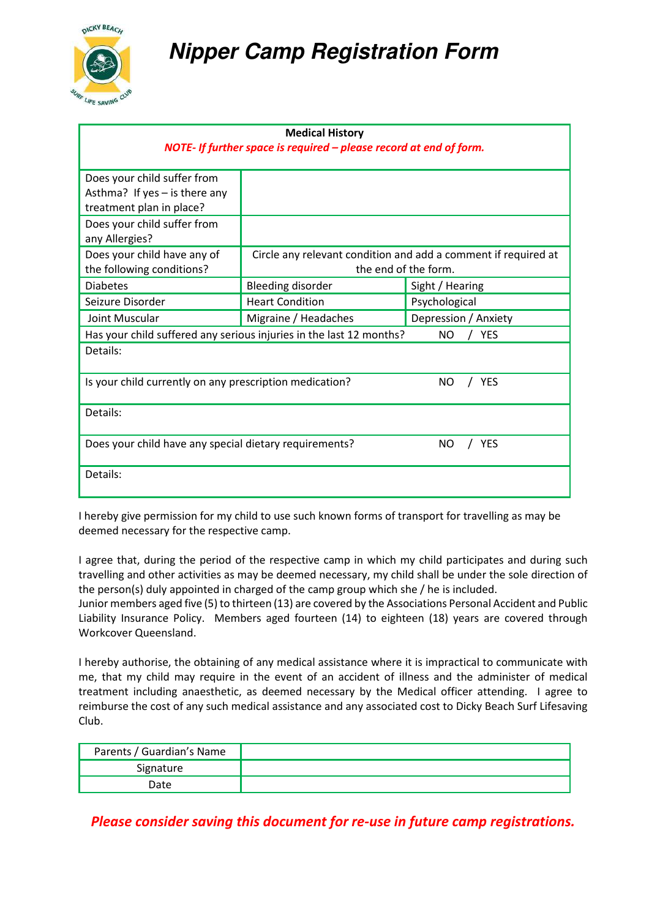# Nipper Camp Registration Form

| Medical History<br>*NOTE- If further space is required – please record at end of form.* | | |
|---|---|---|
| Does your child suffer from Asthma? If yes – is there any treatment plan in place? | | |
| Does your child suffer from any Allergies? | | |
| Does your child have any of the following conditions? | Circle any relevant condition and add a comment if required at the end of the form. | |
| Diabetes | Bleeding disorder | Sight / Hearing |
| Seizure Disorder | Heart Condition | Psychological |
| Joint Muscular | Migraine / Headaches | Depression / Anxiety |
| Has your child suffered any serious injuries in the last 12 months? NO / YES | | |
| Details: | | |
| Is your child currently on any prescription medication? NO / YES | | |
| Details: | | |
| Does your child have any special dietary requirements? NO / YES | | |
| Details: | | |

I hereby give permission for my child to use such known forms of transport for travelling as may be deemed necessary for the respective camp.

I agree that, during the period of the respective camp in which my child participates and during such travelling and other activities as may be deemed necessary, my child shall be under the sole direction of the person(s) duly appointed in charged of the camp group which she / he is included.
Junior members aged five (5) to thirteen (13) are covered by the Associations Personal Accident and Public Liability Insurance Policy. Members aged fourteen (14) to eighteen (18) years are covered through Workcover Queensland.

I hereby authorise, the obtaining of any medical assistance where it is impractical to communicate with me, that my child may require in the event of an accident of illness and the administer of medical treatment including anaesthetic, as deemed necessary by the Medical officer attending. I agree to reimburse the cost of any such medical assistance and any associated cost to Dicky Beach Surf Lifesaving Club.

| | |
|---|---|
| Parents / Guardian's Name | |
| Signature | |
| Date | |

***Please consider saving this document for re-use in future camp registrations.***